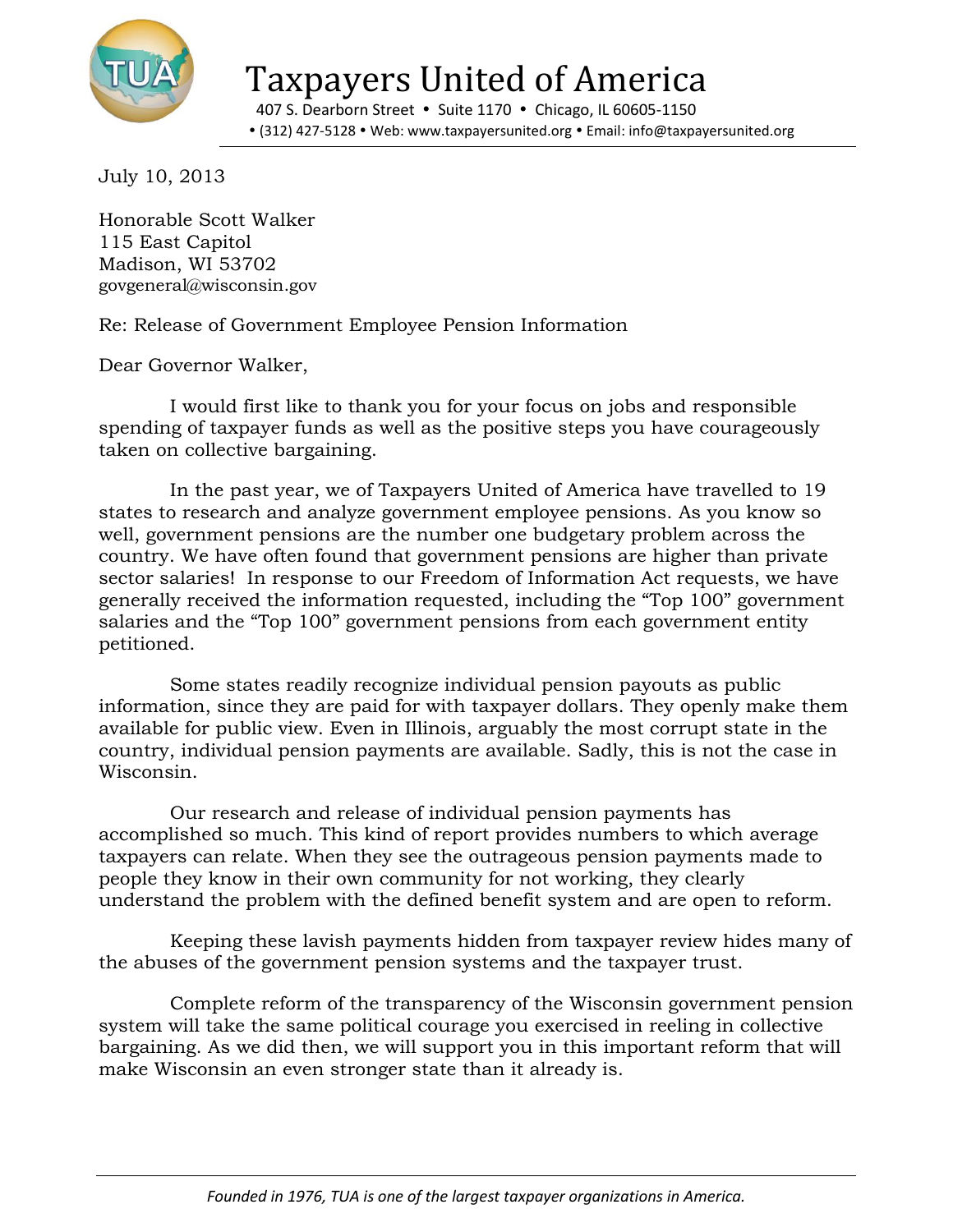# Taxpayers United of America

407 S. Dearborn Street • Suite 1170 • Chicago, IL 60605-1150
• (312) 427-5128 • Web: www.taxpayersunited.org • Email: info@taxpayersunited.org

July 10, 2013

Honorable Scott Walker
115 East Capitol
Madison, WI 53702
govgeneral@wisconsin.gov

Re: Release of Government Employee Pension Information

Dear Governor Walker,

I would first like to thank you for your focus on jobs and responsible spending of taxpayer funds as well as the positive steps you have courageously taken on collective bargaining.

In the past year, we of Taxpayers United of America have travelled to 19 states to research and analyze government employee pensions. As you know so well, government pensions are the number one budgetary problem across the country. We have often found that government pensions are higher than private sector salaries! In response to our Freedom of Information Act requests, we have generally received the information requested, including the "Top 100" government salaries and the "Top 100" government pensions from each government entity petitioned.

Some states readily recognize individual pension payouts as public information, since they are paid for with taxpayer dollars. They openly make them available for public view. Even in Illinois, arguably the most corrupt state in the country, individual pension payments are available. Sadly, this is not the case in Wisconsin.

Our research and release of individual pension payments has accomplished so much. This kind of report provides numbers to which average taxpayers can relate. When they see the outrageous pension payments made to people they know in their own community for not working, they clearly understand the problem with the defined benefit system and are open to reform.

Keeping these lavish payments hidden from taxpayer review hides many of the abuses of the government pension systems and the taxpayer trust.

Complete reform of the transparency of the Wisconsin government pension system will take the same political courage you exercised in reeling in collective bargaining. As we did then, we will support you in this important reform that will make Wisconsin an even stronger state than it already is.

*Founded in 1976, TUA is one of the largest taxpayer organizations in America.*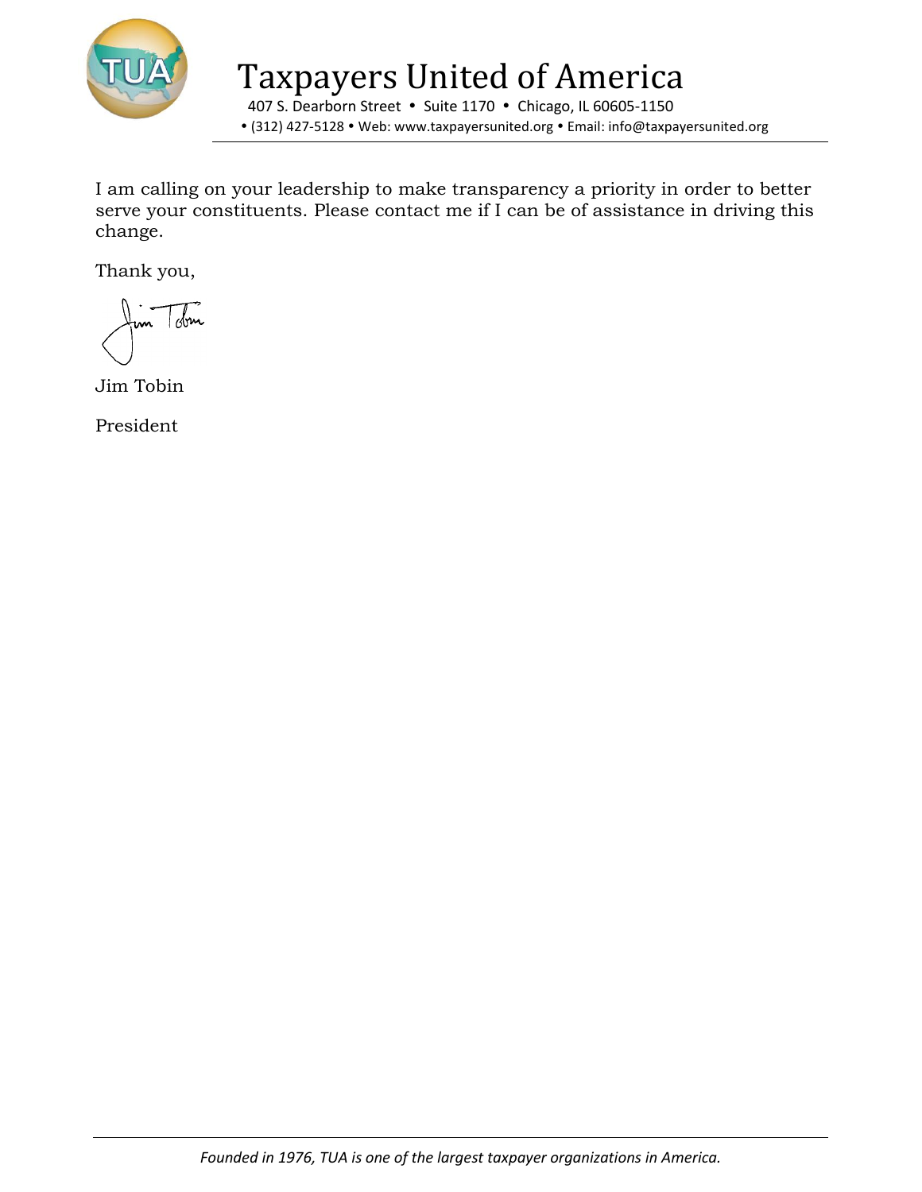I am calling on your leadership to make transparency a priority in order to better serve your constituents. Please contact me if I can be of assistance in driving this change.

Thank you,

Jim Tobin

President